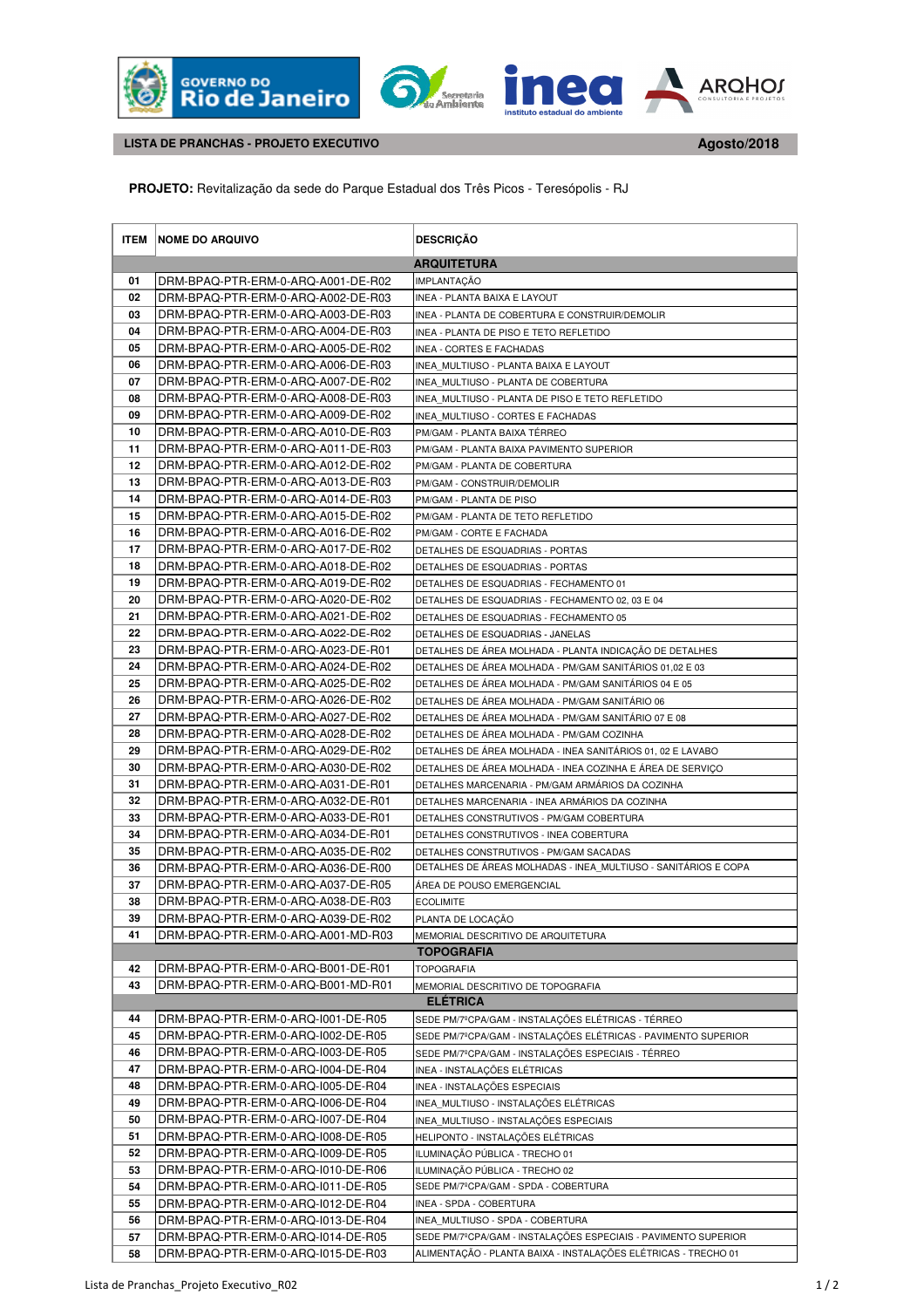**LISTA DE PRANCHAS - PROJETO EXECUTIVO** **Agosto/2018**

**PROJETO:** Revitalização da sede do Parque Estadual dos Três Picos - Teresópolis - RJ

| ITEM | NOME DO ARQUIVO | DESCRIÇÃO |
|---|---|---|
| | | **ARQUITETURA** |
| 01 | DRM-BPAQ-PTR-ERM-0-ARQ-A001-DE-R02 | IMPLANTAÇÃO |
| 02 | DRM-BPAQ-PTR-ERM-0-ARQ-A002-DE-R03 | INEA - PLANTA BAIXA E LAYOUT |
| 03 | DRM-BPAQ-PTR-ERM-0-ARQ-A003-DE-R03 | INEA - PLANTA DE COBERTURA E CONSTRUIR/DEMOLIR |
| 04 | DRM-BPAQ-PTR-ERM-0-ARQ-A004-DE-R03 | INEA - PLANTA DE PISO E TETO REFLETIDO |
| 05 | DRM-BPAQ-PTR-ERM-0-ARQ-A005-DE-R02 | INEA - CORTES E FACHADAS |
| 06 | DRM-BPAQ-PTR-ERM-0-ARQ-A006-DE-R03 | INEA_MULTIUSO - PLANTA BAIXA E LAYOUT |
| 07 | DRM-BPAQ-PTR-ERM-0-ARQ-A007-DE-R02 | INEA_MULTIUSO - PLANTA DE COBERTURA |
| 08 | DRM-BPAQ-PTR-ERM-0-ARQ-A008-DE-R03 | INEA_MULTIUSO - PLANTA DE PISO E TETO REFLETIDO |
| 09 | DRM-BPAQ-PTR-ERM-0-ARQ-A009-DE-R02 | INEA_MULTIUSO - CORTES E FACHADAS |
| 10 | DRM-BPAQ-PTR-ERM-0-ARQ-A010-DE-R03 | PM/GAM - PLANTA BAIXA TÉRREO |
| 11 | DRM-BPAQ-PTR-ERM-0-ARQ-A011-DE-R03 | PM/GAM - PLANTA BAIXA PAVIMENTO SUPERIOR |
| 12 | DRM-BPAQ-PTR-ERM-0-ARQ-A012-DE-R02 | PM/GAM - PLANTA DE COBERTURA |
| 13 | DRM-BPAQ-PTR-ERM-0-ARQ-A013-DE-R03 | PM/GAM - CONSTRUIR/DEMOLIR |
| 14 | DRM-BPAQ-PTR-ERM-0-ARQ-A014-DE-R03 | PM/GAM - PLANTA DE PISO |
| 15 | DRM-BPAQ-PTR-ERM-0-ARQ-A015-DE-R02 | PM/GAM - PLANTA DE TETO REFLETIDO |
| 16 | DRM-BPAQ-PTR-ERM-0-ARQ-A016-DE-R02 | PM/GAM - CORTE E FACHADA |
| 17 | DRM-BPAQ-PTR-ERM-0-ARQ-A017-DE-R02 | DETALHES DE ESQUADRIAS - PORTAS |
| 18 | DRM-BPAQ-PTR-ERM-0-ARQ-A018-DE-R02 | DETALHES DE ESQUADRIAS - PORTAS |
| 19 | DRM-BPAQ-PTR-ERM-0-ARQ-A019-DE-R02 | DETALHES DE ESQUADRIAS - FECHAMENTO 01 |
| 20 | DRM-BPAQ-PTR-ERM-0-ARQ-A020-DE-R02 | DETALHES DE ESQUADRIAS - FECHAMENTO 02, 03 E 04 |
| 21 | DRM-BPAQ-PTR-ERM-0-ARQ-A021-DE-R02 | DETALHES DE ESQUADRIAS - FECHAMENTO 05 |
| 22 | DRM-BPAQ-PTR-ERM-0-ARQ-A022-DE-R02 | DETALHES DE ESQUADRIAS - JANELAS |
| 23 | DRM-BPAQ-PTR-ERM-0-ARQ-A023-DE-R01 | DETALHES DE ÁREA MOLHADA - PLANTA INDICAÇÃO DE DETALHES |
| 24 | DRM-BPAQ-PTR-ERM-0-ARQ-A024-DE-R02 | DETALHES DE ÁREA MOLHADA - PM/GAM SANITÁRIOS 01,02 E 03 |
| 25 | DRM-BPAQ-PTR-ERM-0-ARQ-A025-DE-R02 | DETALHES DE ÁREA MOLHADA - PM/GAM SANITÁRIOS 04 E 05 |
| 26 | DRM-BPAQ-PTR-ERM-0-ARQ-A026-DE-R02 | DETALHES DE ÁREA MOLHADA - PM/GAM SANITÁRIO 06 |
| 27 | DRM-BPAQ-PTR-ERM-0-ARQ-A027-DE-R02 | DETALHES DE ÁREA MOLHADA - PM/GAM SANITÁRIO 07 E 08 |
| 28 | DRM-BPAQ-PTR-ERM-0-ARQ-A028-DE-R02 | DETALHES DE ÁREA MOLHADA - PM/GAM COZINHA |
| 29 | DRM-BPAQ-PTR-ERM-0-ARQ-A029-DE-R02 | DETALHES DE ÁREA MOLHADA - INEA SANITÁRIOS 01, 02 E LAVABO |
| 30 | DRM-BPAQ-PTR-ERM-0-ARQ-A030-DE-R02 | DETALHES DE ÁREA MOLHADA - INEA COZINHA E ÁREA DE SERVIÇO |
| 31 | DRM-BPAQ-PTR-ERM-0-ARQ-A031-DE-R01 | DETALHES MARCENARIA - PM/GAM ARMÁRIOS DA COZINHA |
| 32 | DRM-BPAQ-PTR-ERM-0-ARQ-A032-DE-R01 | DETALHES MARCENARIA - INEA ARMÁRIOS DA COZINHA |
| 33 | DRM-BPAQ-PTR-ERM-0-ARQ-A033-DE-R01 | DETALHES CONSTRUTIVOS - PM/GAM COBERTURA |
| 34 | DRM-BPAQ-PTR-ERM-0-ARQ-A034-DE-R01 | DETALHES CONSTRUTIVOS - INEA COBERTURA |
| 35 | DRM-BPAQ-PTR-ERM-0-ARQ-A035-DE-R02 | DETALHES CONSTRUTIVOS - PM/GAM SACADAS |
| 36 | DRM-BPAQ-PTR-ERM-0-ARQ-A036-DE-R00 | DETALHES DE ÁREAS MOLHADAS - INEA_MULTIUSO - SANITÁRIOS E COPA |
| 37 | DRM-BPAQ-PTR-ERM-0-ARQ-A037-DE-R05 | ÁREA DE POUSO EMERGENCIAL |
| 38 | DRM-BPAQ-PTR-ERM-0-ARQ-A038-DE-R03 | ECOLIMITE |
| 39 | DRM-BPAQ-PTR-ERM-0-ARQ-A039-DE-R02 | PLANTA DE LOCAÇÃO |
| 41 | DRM-BPAQ-PTR-ERM-0-ARQ-A001-MD-R03 | MEMORIAL DESCRITIVO DE ARQUITETURA |
| | | **TOPOGRAFIA** |
| 42 | DRM-BPAQ-PTR-ERM-0-ARQ-B001-DE-R01 | TOPOGRAFIA |
| 43 | DRM-BPAQ-PTR-ERM-0-ARQ-B001-MD-R01 | MEMORIAL DESCRITIVO DE TOPOGRAFIA |
| | | **ELÉTRICA** |
| 44 | DRM-BPAQ-PTR-ERM-0-ARQ-I001-DE-R05 | SEDE PM/7ºCPA/GAM - INSTALAÇÕES ELÉTRICAS - TÉRREO |
| 45 | DRM-BPAQ-PTR-ERM-0-ARQ-I002-DE-R05 | SEDE PM/7ºCPA/GAM - INSTALAÇÕES ELÉTRICAS - PAVIMENTO SUPERIOR |
| 46 | DRM-BPAQ-PTR-ERM-0-ARQ-I003-DE-R05 | SEDE PM/7ºCPA/GAM - INSTALAÇÕES ESPECIAIS - TÉRREO |
| 47 | DRM-BPAQ-PTR-ERM-0-ARQ-I004-DE-R04 | INEA - INSTALAÇÕES ELÉTRICAS |
| 48 | DRM-BPAQ-PTR-ERM-0-ARQ-I005-DE-R04 | INEA - INSTALAÇÕES ESPECIAIS |
| 49 | DRM-BPAQ-PTR-ERM-0-ARQ-I006-DE-R04 | INEA_MULTIUSO - INSTALAÇÕES ELÉTRICAS |
| 50 | DRM-BPAQ-PTR-ERM-0-ARQ-I007-DE-R04 | INEA_MULTIUSO - INSTALAÇÕES ESPECIAIS |
| 51 | DRM-BPAQ-PTR-ERM-0-ARQ-I008-DE-R05 | HELIPONTO - INSTALAÇÕES ELÉTRICAS |
| 52 | DRM-BPAQ-PTR-ERM-0-ARQ-I009-DE-R05 | ILUMINAÇÃO PÚBLICA - TRECHO 01 |
| 53 | DRM-BPAQ-PTR-ERM-0-ARQ-I010-DE-R06 | ILUMINAÇÃO PÚBLICA - TRECHO 02 |
| 54 | DRM-BPAQ-PTR-ERM-0-ARQ-I011-DE-R05 | SEDE PM/7ºCPA/GAM - SPDA - COBERTURA |
| 55 | DRM-BPAQ-PTR-ERM-0-ARQ-I012-DE-R04 | INEA - SPDA - COBERTURA |
| 56 | DRM-BPAQ-PTR-ERM-0-ARQ-I013-DE-R04 | INEA_MULTIUSO - SPDA - COBERTURA |
| 57 | DRM-BPAQ-PTR-ERM-0-ARQ-I014-DE-R05 | SEDE PM/7ºCPA/GAM - INSTALAÇÕES ESPECIAIS - PAVIMENTO SUPERIOR |
| 58 | DRM-BPAQ-PTR-ERM-0-ARQ-I015-DE-R03 | ALIMENTAÇÃO - PLANTA BAIXA - INSTALAÇÕES ELÉTRICAS - TRECHO 01 |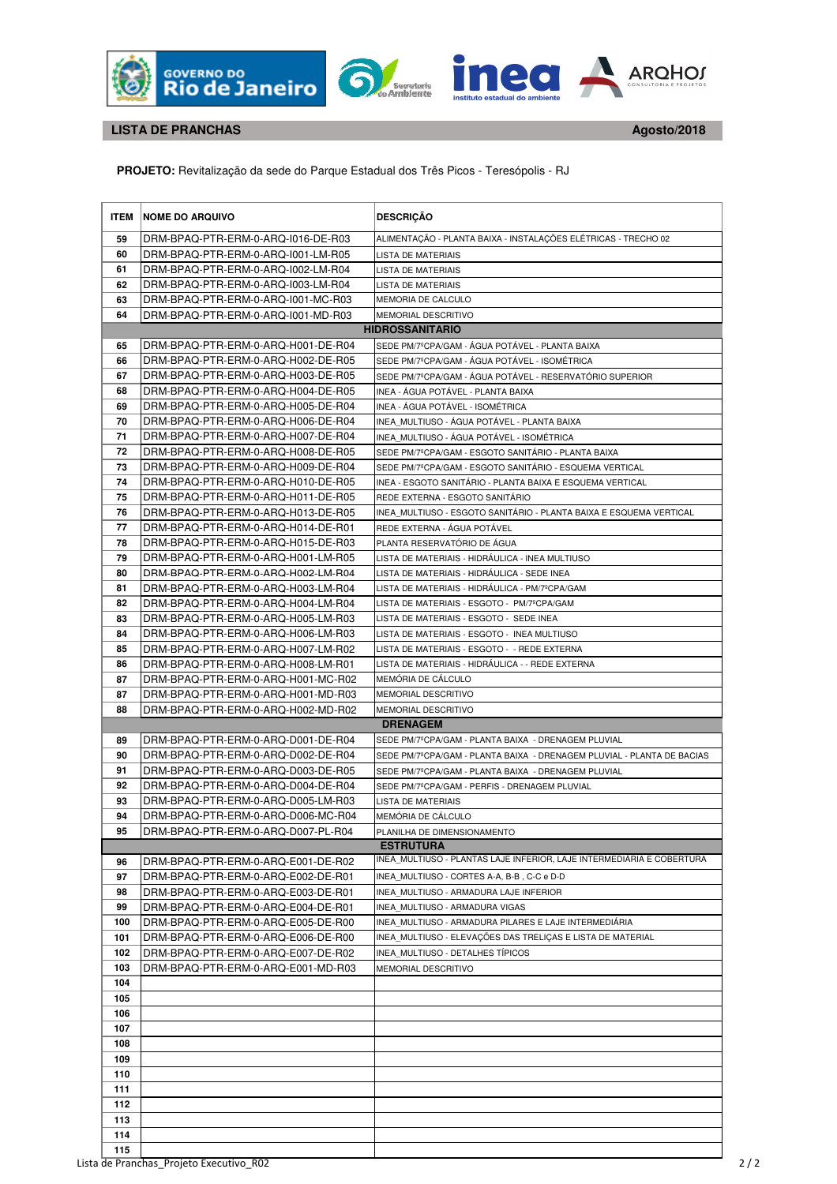## LISTA DE PRANCHAS

**Agosto/2018**

**PROJETO:** Revitalização da sede do Parque Estadual dos Três Picos - Teresópolis - RJ

| ITEM | NOME DO ARQUIVO | DESCRIÇÃO |
|---|---|---|
| 59 | DRM-BPAQ-PTR-ERM-0-ARQ-I016-DE-R03 | ALIMENTAÇÃO - PLANTA BAIXA - INSTALAÇÕES ELÉTRICAS - TRECHO 02 |
| 60 | DRM-BPAQ-PTR-ERM-0-ARQ-I001-LM-R05 | LISTA DE MATERIAIS |
| 61 | DRM-BPAQ-PTR-ERM-0-ARQ-I002-LM-R04 | LISTA DE MATERIAIS |
| 62 | DRM-BPAQ-PTR-ERM-0-ARQ-I003-LM-R04 | LISTA DE MATERIAIS |
| 63 | DRM-BPAQ-PTR-ERM-0-ARQ-I001-MC-R03 | MEMORIA DE CALCULO |
| 64 | DRM-BPAQ-PTR-ERM-0-ARQ-I001-MD-R03 | MEMORIAL DESCRITIVO |
| | **HIDROSSANITARIO** | |
| 65 | DRM-BPAQ-PTR-ERM-0-ARQ-H001-DE-R04 | SEDE PM/7ºCPA/GAM - ÁGUA POTÁVEL - PLANTA BAIXA |
| 66 | DRM-BPAQ-PTR-ERM-0-ARQ-H002-DE-R05 | SEDE PM/7ºCPA/GAM - ÁGUA POTÁVEL - ISOMÉTRICA |
| 67 | DRM-BPAQ-PTR-ERM-0-ARQ-H003-DE-R05 | SEDE PM/7ºCPA/GAM - ÁGUA POTÁVEL - RESERVATÓRIO SUPERIOR |
| 68 | DRM-BPAQ-PTR-ERM-0-ARQ-H004-DE-R05 | INEA - ÁGUA POTÁVEL - PLANTA BAIXA |
| 69 | DRM-BPAQ-PTR-ERM-0-ARQ-H005-DE-R04 | INEA - ÁGUA POTÁVEL - ISOMÉTRICA |
| 70 | DRM-BPAQ-PTR-ERM-0-ARQ-H006-DE-R04 | INEA_MULTIUSO - ÁGUA POTÁVEL - PLANTA BAIXA |
| 71 | DRM-BPAQ-PTR-ERM-0-ARQ-H007-DE-R04 | INEA_MULTIUSO - ÁGUA POTÁVEL - ISOMÉTRICA |
| 72 | DRM-BPAQ-PTR-ERM-0-ARQ-H008-DE-R05 | SEDE PM/7ºCPA/GAM - ESGOTO SANITÁRIO - PLANTA BAIXA |
| 73 | DRM-BPAQ-PTR-ERM-0-ARQ-H009-DE-R04 | SEDE PM/7ºCPA/GAM - ESGOTO SANITÁRIO - ESQUEMA VERTICAL |
| 74 | DRM-BPAQ-PTR-ERM-0-ARQ-H010-DE-R05 | INEA - ESGOTO SANITÁRIO - PLANTA BAIXA E ESQUEMA VERTICAL |
| 75 | DRM-BPAQ-PTR-ERM-0-ARQ-H011-DE-R05 | REDE EXTERNA - ESGOTO SANITÁRIO |
| 76 | DRM-BPAQ-PTR-ERM-0-ARQ-H013-DE-R05 | INEA_MULTIUSO - ESGOTO SANITÁRIO - PLANTA BAIXA E ESQUEMA VERTICAL |
| 77 | DRM-BPAQ-PTR-ERM-0-ARQ-H014-DE-R01 | REDE EXTERNA - ÁGUA POTÁVEL |
| 78 | DRM-BPAQ-PTR-ERM-0-ARQ-H015-DE-R03 | PLANTA RESERVATÓRIO DE ÁGUA |
| 79 | DRM-BPAQ-PTR-ERM-0-ARQ-H001-LM-R05 | LISTA DE MATERIAIS - HIDRÁULICA - INEA MULTIUSO |
| 80 | DRM-BPAQ-PTR-ERM-0-ARQ-H002-LM-R04 | LISTA DE MATERIAIS - HIDRÁULICA - SEDE INEA |
| 81 | DRM-BPAQ-PTR-ERM-0-ARQ-H003-LM-R04 | LISTA DE MATERIAIS - HIDRÁULICA - PM/7ºCPA/GAM |
| 82 | DRM-BPAQ-PTR-ERM-0-ARQ-H004-LM-R04 | LISTA DE MATERIAIS - ESGOTO - PM/7ºCPA/GAM |
| 83 | DRM-BPAQ-PTR-ERM-0-ARQ-H005-LM-R03 | LISTA DE MATERIAIS - ESGOTO - SEDE INEA |
| 84 | DRM-BPAQ-PTR-ERM-0-ARQ-H006-LM-R03 | LISTA DE MATERIAIS - ESGOTO - INEA MULTIUSO |
| 85 | DRM-BPAQ-PTR-ERM-0-ARQ-H007-LM-R02 | LISTA DE MATERIAIS - ESGOTO - - REDE EXTERNA |
| 86 | DRM-BPAQ-PTR-ERM-0-ARQ-H008-LM-R01 | LISTA DE MATERIAIS - HIDRÁULICA - - REDE EXTERNA |
| 87 | DRM-BPAQ-PTR-ERM-0-ARQ-H001-MC-R02 | MEMÓRIA DE CÁLCULO |
| 87 | DRM-BPAQ-PTR-ERM-0-ARQ-H001-MD-R03 | MEMORIAL DESCRITIVO |
| 88 | DRM-BPAQ-PTR-ERM-0-ARQ-H002-MD-R02 | MEMORIAL DESCRITIVO |
| | **DRENAGEM** | |
| 89 | DRM-BPAQ-PTR-ERM-0-ARQ-D001-DE-R04 | SEDE PM/7ºCPA/GAM - PLANTA BAIXA - DRENAGEM PLUVIAL |
| 90 | DRM-BPAQ-PTR-ERM-0-ARQ-D002-DE-R04 | SEDE PM/7ºCPA/GAM - PLANTA BAIXA - DRENAGEM PLUVIAL - PLANTA DE BACIAS |
| 91 | DRM-BPAQ-PTR-ERM-0-ARQ-D003-DE-R05 | SEDE PM/7ºCPA/GAM - PLANTA BAIXA - DRENAGEM PLUVIAL |
| 92 | DRM-BPAQ-PTR-ERM-0-ARQ-D004-DE-R04 | SEDE PM/7ºCPA/GAM - PERFIS - DRENAGEM PLUVIAL |
| 93 | DRM-BPAQ-PTR-ERM-0-ARQ-D005-LM-R03 | LISTA DE MATERIAIS |
| 94 | DRM-BPAQ-PTR-ERM-0-ARQ-D006-MC-R04 | MEMÓRIA DE CÁLCULO |
| 95 | DRM-BPAQ-PTR-ERM-0-ARQ-D007-PL-R04 | PLANILHA DE DIMENSIONAMENTO |
| | **ESTRUTURA** | |
| 96 | DRM-BPAQ-PTR-ERM-0-ARQ-E001-DE-R02 | INEA_MULTIUSO - PLANTAS LAJE INFERIOR, LAJE INTERMEDIARIA E COBERTURA |
| 97 | DRM-BPAQ-PTR-ERM-0-ARQ-E002-DE-R01 | INEA_MULTIUSO - CORTES A-A, B-B , C-C e D-D |
| 98 | DRM-BPAQ-PTR-ERM-0-ARQ-E003-DE-R01 | INEA_MULTIUSO - ARMADURA LAJE INFERIOR |
| 99 | DRM-BPAQ-PTR-ERM-0-ARQ-E004-DE-R01 | INEA_MULTIUSO - ARMADURA VIGAS |
| 100 | DRM-BPAQ-PTR-ERM-0-ARQ-E005-DE-R00 | INEA_MULTIUSO - ARMADURA PILARES E LAJE INTERMEDIÁRIA |
| 101 | DRM-BPAQ-PTR-ERM-0-ARQ-E006-DE-R00 | INEA_MULTIUSO - ELEVAÇÕES DAS TRELIÇAS E LISTA DE MATERIAL |
| 102 | DRM-BPAQ-PTR-ERM-0-ARQ-E007-DE-R02 | INEA_MULTIUSO - DETALHES TÍPICOS |
| 103 | DRM-BPAQ-PTR-ERM-0-ARQ-E001-MD-R03 | MEMORIAL DESCRITIVO |
| 104 | | |
| 105 | | |
| 106 | | |
| 107 | | |
| 108 | | |
| 109 | | |
| 110 | | |
| 111 | | |
| 112 | | |
| 113 | | |
| 114 | | |
| 115 | | |

Lista de Pranchas_Projeto Executivo_R02